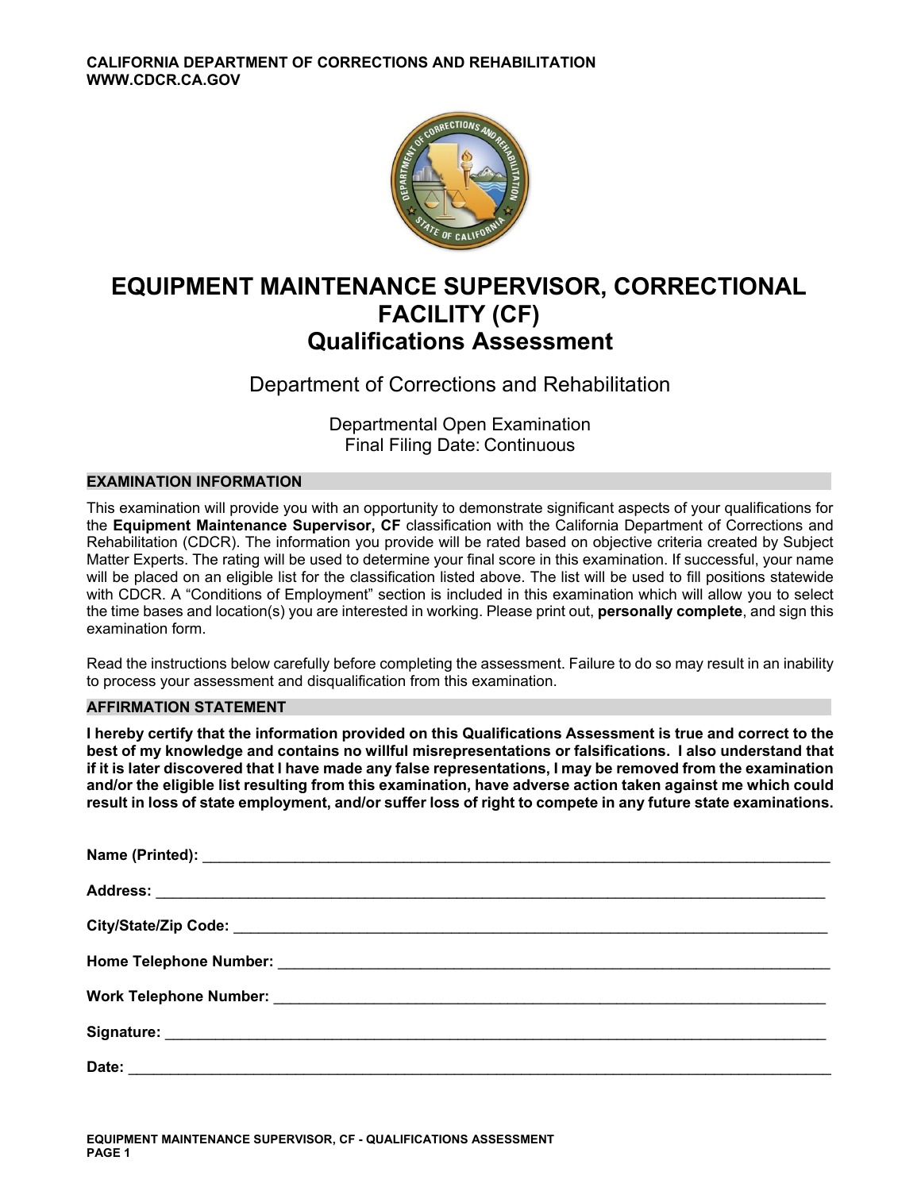CALIFORNIA DEPARTMENT OF CORRECTIONS AND REHABILITATION
WWW.CDCR.CA.GOV

# EQUIPMENT MAINTENANCE SUPERVISOR, CORRECTIONAL FACILITY (CF)
# Qualifications Assessment

Department of Corrections and Rehabilitation

Departmental Open Examination
Final Filing Date: Continuous

## EXAMINATION INFORMATION

This examination will provide you with an opportunity to demonstrate significant aspects of your qualifications for the **Equipment Maintenance Supervisor, CF** classification with the California Department of Corrections and Rehabilitation (CDCR). The information you provide will be rated based on objective criteria created by Subject Matter Experts. The rating will be used to determine your final score in this examination. If successful, your name will be placed on an eligible list for the classification listed above. The list will be used to fill positions statewide with CDCR. A "Conditions of Employment" section is included in this examination which will allow you to select the time bases and location(s) you are interested in working. Please print out, **personally complete**, and sign this examination form.

Read the instructions below carefully before completing the assessment. Failure to do so may result in an inability to process your assessment and disqualification from this examination.

## AFFIRMATION STATEMENT

**I hereby certify that the information provided on this Qualifications Assessment is true and correct to the best of my knowledge and contains no willful misrepresentations or falsifications. I also understand that if it is later discovered that I have made any false representations, I may be removed from the examination and/or the eligible list resulting from this examination, have adverse action taken against me which could result in loss of state employment, and/or suffer loss of right to compete in any future state examinations.**

**Name (Printed):** ______________________________

**Address:** ______________________________

**City/State/Zip Code:** ______________________________

**Home Telephone Number:** ______________________________

**Work Telephone Number:** ______________________________

**Signature:** ______________________________

**Date:** ______________________________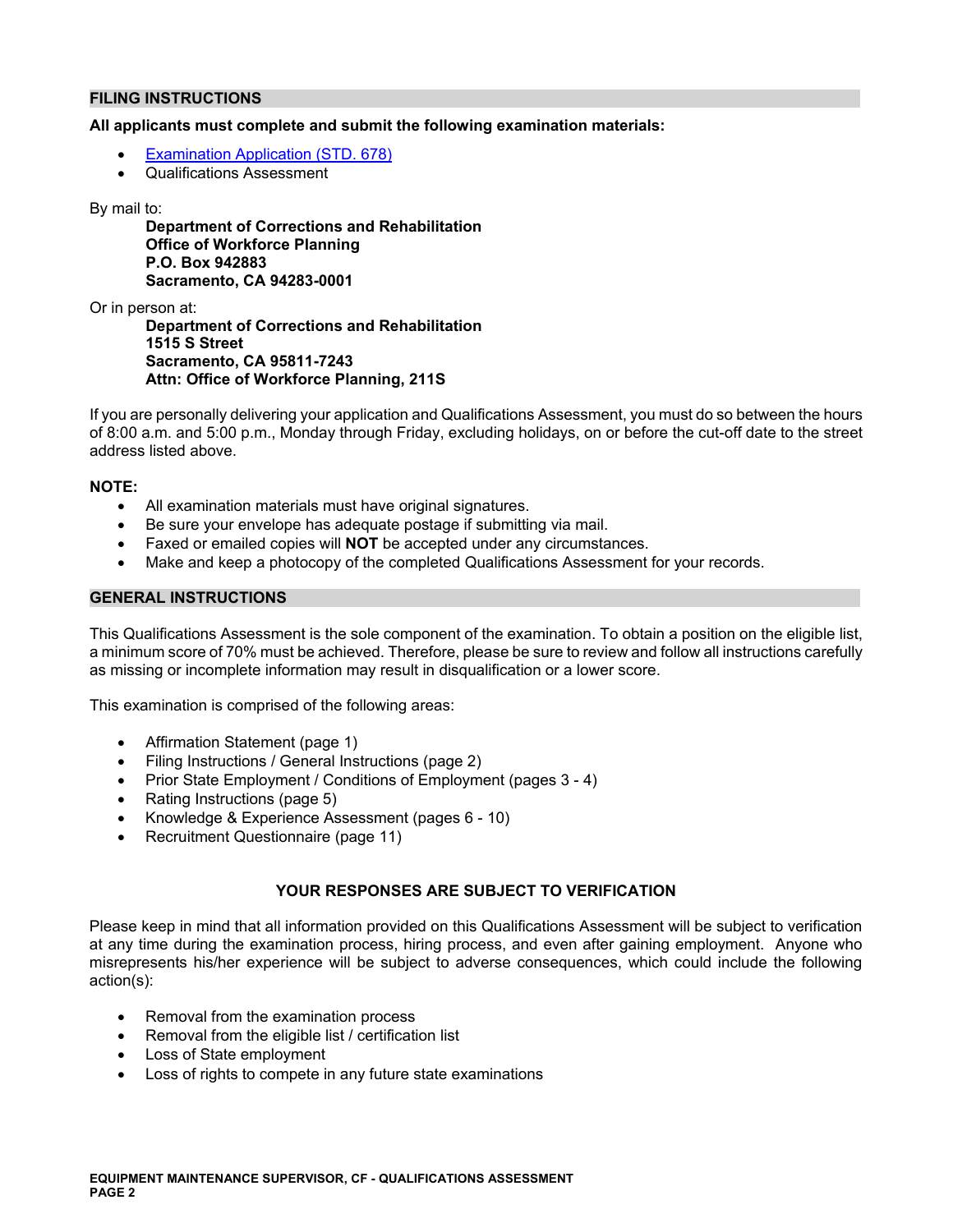## FILING INSTRUCTIONS

**All applicants must complete and submit the following examination materials:**

- [Examination Application (STD. 678)]
- Qualifications Assessment

By mail to:

**Department of Corrections and Rehabilitation**
**Office of Workforce Planning**
**P.O. Box 942883**
**Sacramento, CA 94283-0001**

Or in person at:

**Department of Corrections and Rehabilitation**
**1515 S Street**
**Sacramento, CA 95811-7243**
**Attn: Office of Workforce Planning, 211S**

If you are personally delivering your application and Qualifications Assessment, you must do so between the hours of 8:00 a.m. and 5:00 p.m., Monday through Friday, excluding holidays, on or before the cut-off date to the street address listed above.

**NOTE:**

- All examination materials must have original signatures.
- Be sure your envelope has adequate postage if submitting via mail.
- Faxed or emailed copies will **NOT** be accepted under any circumstances.
- Make and keep a photocopy of the completed Qualifications Assessment for your records.

## GENERAL INSTRUCTIONS

This Qualifications Assessment is the sole component of the examination. To obtain a position on the eligible list, a minimum score of 70% must be achieved. Therefore, please be sure to review and follow all instructions carefully as missing or incomplete information may result in disqualification or a lower score.

This examination is comprised of the following areas:

- Affirmation Statement (page 1)
- Filing Instructions / General Instructions (page 2)
- Prior State Employment / Conditions of Employment (pages 3 - 4)
- Rating Instructions (page 5)
- Knowledge & Experience Assessment (pages 6 - 10)
- Recruitment Questionnaire (page 11)

**YOUR RESPONSES ARE SUBJECT TO VERIFICATION**

Please keep in mind that all information provided on this Qualifications Assessment will be subject to verification at any time during the examination process, hiring process, and even after gaining employment. Anyone who misrepresents his/her experience will be subject to adverse consequences, which could include the following action(s):

- Removal from the examination process
- Removal from the eligible list / certification list
- Loss of State employment
- Loss of rights to compete in any future state examinations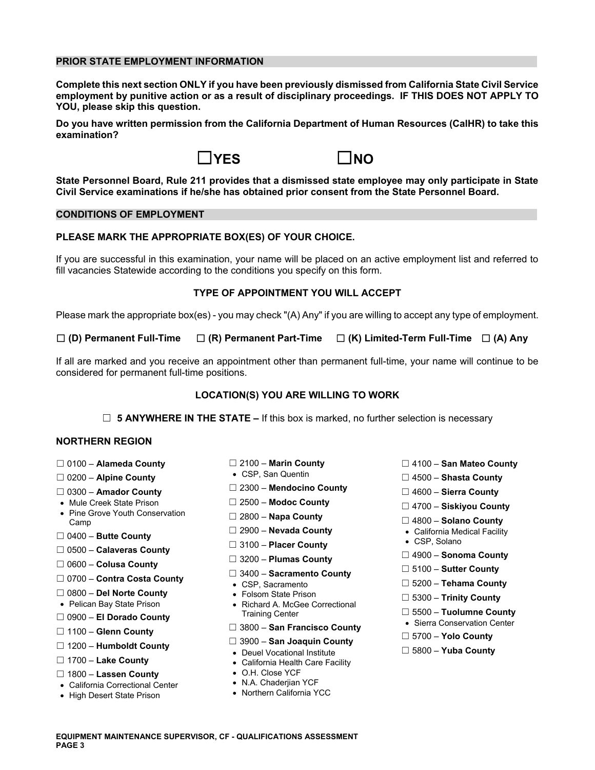## PRIOR STATE EMPLOYMENT INFORMATION

**Complete this next section ONLY if you have been previously dismissed from California State Civil Service employment by punitive action or as a result of disciplinary proceedings. IF THIS DOES NOT APPLY TO YOU, please skip this question.**

**Do you have written permission from the California Department of Human Resources (CalHR) to take this examination?**

☐ **YES** ☐ **NO**

**State Personnel Board, Rule 211 provides that a dismissed state employee may only participate in State Civil Service examinations if he/she has obtained prior consent from the State Personnel Board.**

## CONDITIONS OF EMPLOYMENT

**PLEASE MARK THE APPROPRIATE BOX(ES) OF YOUR CHOICE.**

If you are successful in this examination, your name will be placed on an active employment list and referred to fill vacancies Statewide according to the conditions you specify on this form.

### TYPE OF APPOINTMENT YOU WILL ACCEPT

Please mark the appropriate box(es) - you may check "(A) Any" if you are willing to accept any type of employment.

☐ **(D) Permanent Full-Time** ☐ **(R) Permanent Part-Time** ☐ **(K) Limited-Term Full-Time** ☐ **(A) Any**

If all are marked and you receive an appointment other than permanent full-time, your name will continue to be considered for permanent full-time positions.

### LOCATION(S) YOU ARE WILLING TO WORK

☐ **5 ANYWHERE IN THE STATE –** If this box is marked, no further selection is necessary

**NORTHERN REGION**

- ☐ 0100 – **Alameda County**
- ☐ 0200 – **Alpine County**
- ☐ 0300 – **Amador County**
  - Mule Creek State Prison
  - Pine Grove Youth Conservation Camp
- ☐ 0400 – **Butte County**
- ☐ 0500 – **Calaveras County**
- ☐ 0600 – **Colusa County**
- ☐ 0700 – **Contra Costa County**
- ☐ 0800 – **Del Norte County**
  - Pelican Bay State Prison
- ☐ 0900 – **El Dorado County**
- ☐ 1100 – **Glenn County**
- ☐ 1200 – **Humboldt County**
- ☐ 1700 – **Lake County**
- ☐ 1800 – **Lassen County**
  - California Correctional Center
  - High Desert State Prison
- ☐ 2100 – **Marin County**
  - CSP, San Quentin
- ☐ 2300 – **Mendocino County**
- ☐ 2500 – **Modoc County**
- ☐ 2800 – **Napa County**
- ☐ 2900 – **Nevada County**
- ☐ 3100 – **Placer County**
- ☐ 3200 – **Plumas County**
- ☐ 3400 – **Sacramento County**
  - CSP, Sacramento
  - Folsom State Prison
  - Richard A. McGee Correctional Training Center
- ☐ 3800 – **San Francisco County**
- ☐ 3900 – **San Joaquin County**
  - Deuel Vocational Institute
  - California Health Care Facility
  - O.H. Close YCF
  - N.A. Chaderjian YCF
  - Northern California YCC
- ☐ 4100 – **San Mateo County**
- ☐ 4500 – **Shasta County**
- ☐ 4600 – **Sierra County**
- ☐ 4700 – **Siskiyou County**
- ☐ 4800 – **Solano County**
  - California Medical Facility
  - CSP, Solano
- ☐ 4900 – **Sonoma County**
- ☐ 5100 – **Sutter County**
- ☐ 5200 – **Tehama County**
- ☐ 5300 – **Trinity County**
- ☐ 5500 – **Tuolumne County**
  - Sierra Conservation Center
- ☐ 5700 – **Yolo County**
- ☐ 5800 – **Yuba County**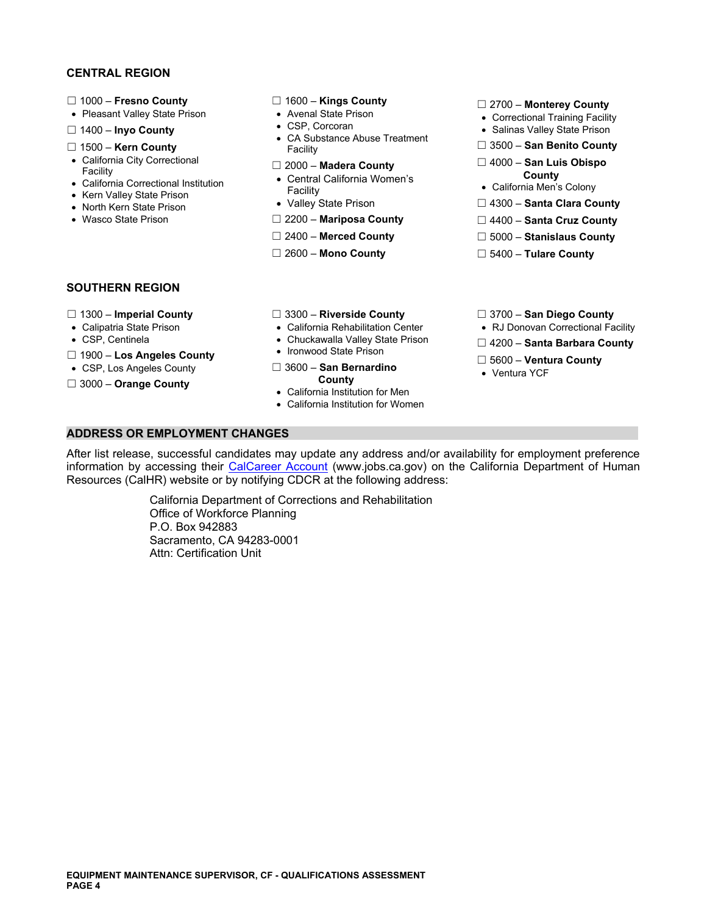## CENTRAL REGION

☐ 1000 – **Fresno County**
- Pleasant Valley State Prison

☐ 1400 – **Inyo County**

☐ 1500 – **Kern County**
- California City Correctional Facility
- California Correctional Institution
- Kern Valley State Prison
- North Kern State Prison
- Wasco State Prison

☐ 1600 – **Kings County**
- Avenal State Prison
- CSP, Corcoran
- CA Substance Abuse Treatment Facility

☐ 2000 – **Madera County**
- Central California Women's Facility
- Valley State Prison

☐ 2200 – **Mariposa County**

☐ 2400 – **Merced County**

☐ 2600 – **Mono County**

☐ 2700 – **Monterey County**
- Correctional Training Facility
- Salinas Valley State Prison

☐ 3500 – **San Benito County**

☐ 4000 – **San Luis Obispo County**
- California Men's Colony

☐ 4300 – **Santa Clara County**

☐ 4400 – **Santa Cruz County**

☐ 5000 – **Stanislaus County**

☐ 5400 – **Tulare County**

## SOUTHERN REGION

☐ 1300 – **Imperial County**
- Calipatria State Prison
- CSP, Centinela

☐ 1900 – **Los Angeles County**
- CSP, Los Angeles County

☐ 3000 – **Orange County**

☐ 3300 – **Riverside County**
- California Rehabilitation Center
- Chuckawalla Valley State Prison
- Ironwood State Prison

☐ 3600 – **San Bernardino County**
- California Institution for Men
- California Institution for Women

☐ 3700 – **San Diego County**
- RJ Donovan Correctional Facility

☐ 4200 – **Santa Barbara County**

☐ 5600 – **Ventura County**
- Ventura YCF

## ADDRESS OR EMPLOYMENT CHANGES

After list release, successful candidates may update any address and/or availability for employment preference information by accessing their CalCareer Account (www.jobs.ca.gov) on the California Department of Human Resources (CalHR) website or by notifying CDCR at the following address:

California Department of Corrections and Rehabilitation
Office of Workforce Planning
P.O. Box 942883
Sacramento, CA 94283-0001
Attn: Certification Unit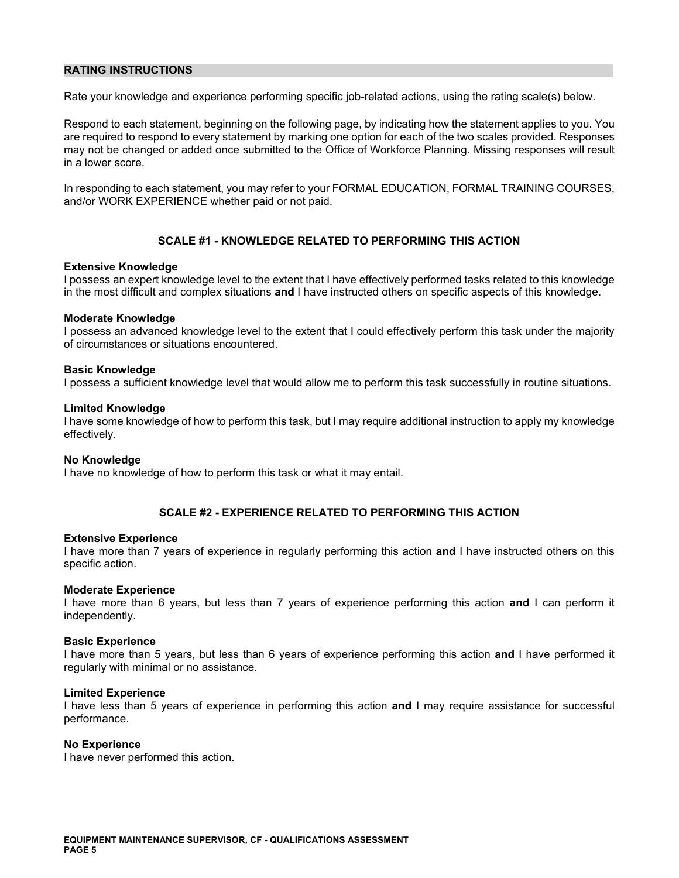## RATING INSTRUCTIONS

Rate your knowledge and experience performing specific job-related actions, using the rating scale(s) below.

Respond to each statement, beginning on the following page, by indicating how the statement applies to you. You are required to respond to every statement by marking one option for each of the two scales provided. Responses may not be changed or added once submitted to the Office of Workforce Planning. Missing responses will result in a lower score.

In responding to each statement, you may refer to your FORMAL EDUCATION, FORMAL TRAINING COURSES, and/or WORK EXPERIENCE whether paid or not paid.

### SCALE #1 - KNOWLEDGE RELATED TO PERFORMING THIS ACTION

**Extensive Knowledge**
I possess an expert knowledge level to the extent that I have effectively performed tasks related to this knowledge in the most difficult and complex situations **and** I have instructed others on specific aspects of this knowledge.

**Moderate Knowledge**
I possess an advanced knowledge level to the extent that I could effectively perform this task under the majority of circumstances or situations encountered.

**Basic Knowledge**
I possess a sufficient knowledge level that would allow me to perform this task successfully in routine situations.

**Limited Knowledge**
I have some knowledge of how to perform this task, but I may require additional instruction to apply my knowledge effectively.

**No Knowledge**
I have no knowledge of how to perform this task or what it may entail.

### SCALE #2 - EXPERIENCE RELATED TO PERFORMING THIS ACTION

**Extensive Experience**
I have more than 7 years of experience in regularly performing this action **and** I have instructed others on this specific action.

**Moderate Experience**
I have more than 6 years, but less than 7 years of experience performing this action **and** I can perform it independently.

**Basic Experience**
I have more than 5 years, but less than 6 years of experience performing this action **and** I have performed it regularly with minimal or no assistance.

**Limited Experience**
I have less than 5 years of experience in performing this action **and** I may require assistance for successful performance.

**No Experience**
I have never performed this action.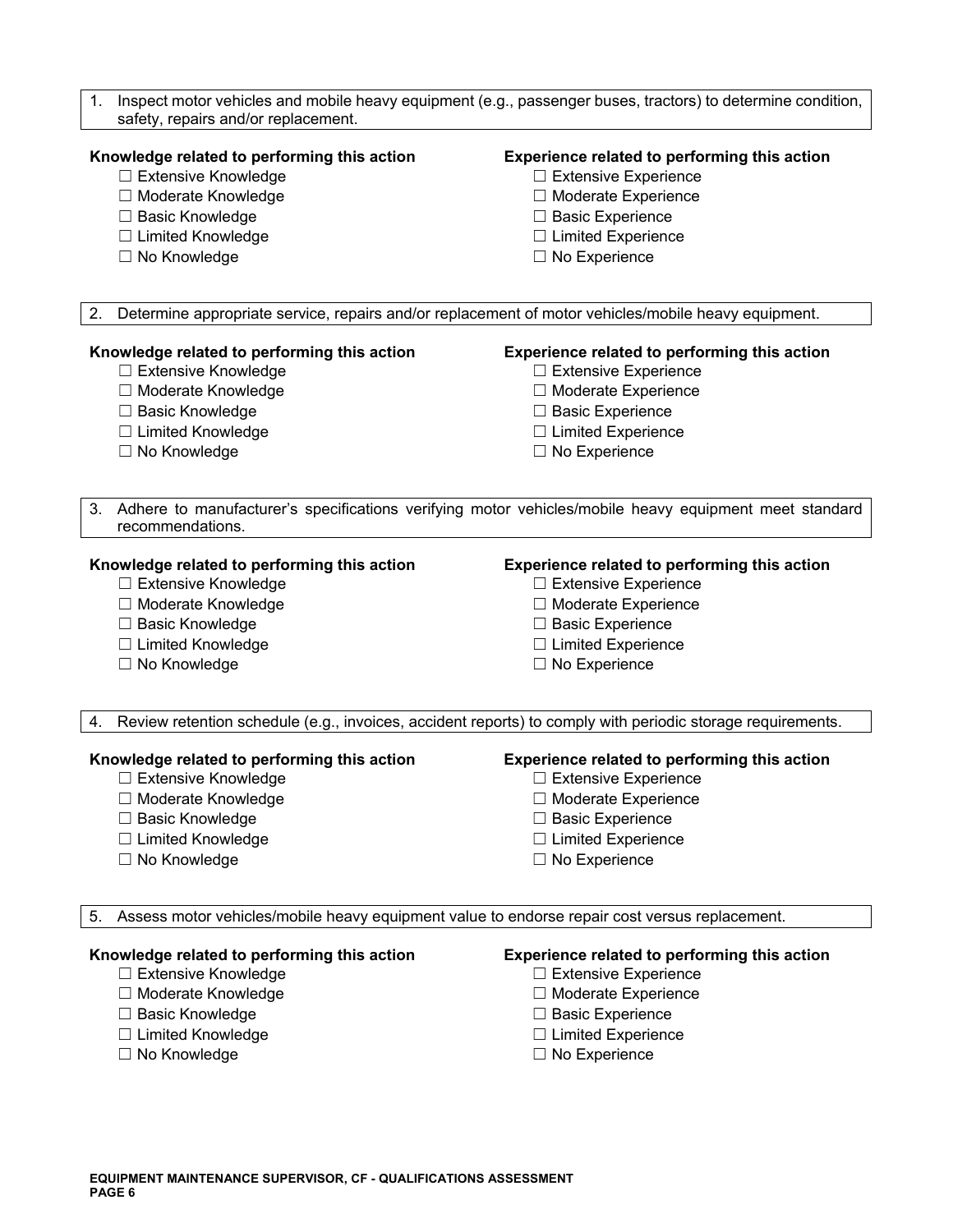1. Inspect motor vehicles and mobile heavy equipment (e.g., passenger buses, tractors) to determine condition, safety, repairs and/or replacement.

**Knowledge related to performing this action**

- ☐ Extensive Knowledge
- ☐ Moderate Knowledge
- ☐ Basic Knowledge
- ☐ Limited Knowledge
- ☐ No Knowledge

**Experience related to performing this action**

- ☐ Extensive Experience
- ☐ Moderate Experience
- ☐ Basic Experience
- ☐ Limited Experience
- ☐ No Experience

2. Determine appropriate service, repairs and/or replacement of motor vehicles/mobile heavy equipment.

**Knowledge related to performing this action**

- ☐ Extensive Knowledge
- ☐ Moderate Knowledge
- ☐ Basic Knowledge
- ☐ Limited Knowledge
- ☐ No Knowledge

**Experience related to performing this action**

- ☐ Extensive Experience
- ☐ Moderate Experience
- ☐ Basic Experience
- ☐ Limited Experience
- ☐ No Experience

3. Adhere to manufacturer's specifications verifying motor vehicles/mobile heavy equipment meet standard recommendations.

**Knowledge related to performing this action**

- ☐ Extensive Knowledge
- ☐ Moderate Knowledge
- ☐ Basic Knowledge
- ☐ Limited Knowledge
- ☐ No Knowledge

**Experience related to performing this action**

- ☐ Extensive Experience
- ☐ Moderate Experience
- ☐ Basic Experience
- ☐ Limited Experience
- ☐ No Experience

4. Review retention schedule (e.g., invoices, accident reports) to comply with periodic storage requirements.

**Knowledge related to performing this action**

- ☐ Extensive Knowledge
- ☐ Moderate Knowledge
- ☐ Basic Knowledge
- ☐ Limited Knowledge
- ☐ No Knowledge

**Experience related to performing this action**

- ☐ Extensive Experience
- ☐ Moderate Experience
- ☐ Basic Experience
- ☐ Limited Experience
- ☐ No Experience

5. Assess motor vehicles/mobile heavy equipment value to endorse repair cost versus replacement.

**Knowledge related to performing this action**

- ☐ Extensive Knowledge
- ☐ Moderate Knowledge
- ☐ Basic Knowledge
- ☐ Limited Knowledge
- ☐ No Knowledge

**Experience related to performing this action**

- ☐ Extensive Experience
- ☐ Moderate Experience
- ☐ Basic Experience
- ☐ Limited Experience
- ☐ No Experience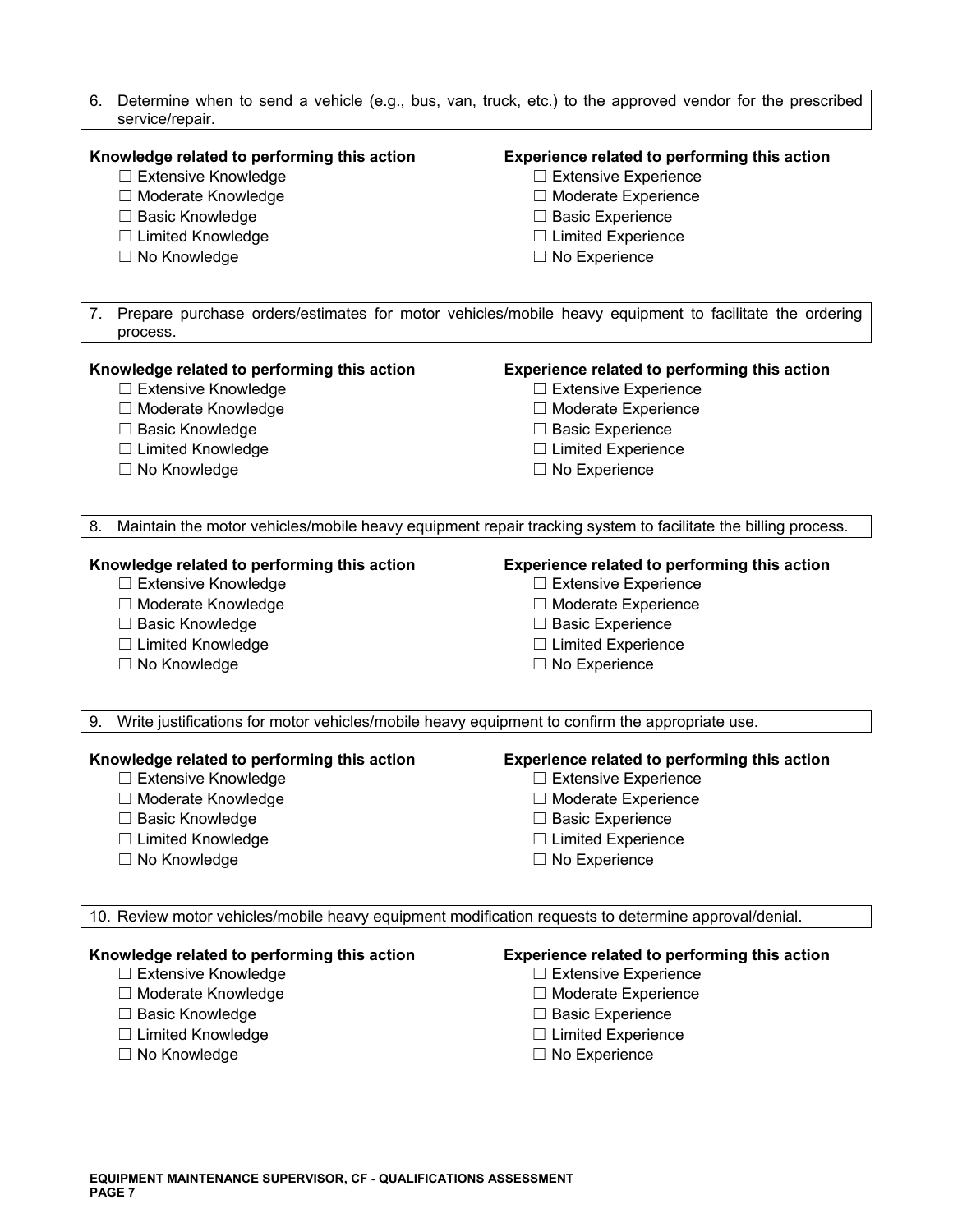6. Determine when to send a vehicle (e.g., bus, van, truck, etc.) to the approved vendor for the prescribed service/repair.

**Knowledge related to performing this action**
- ☐ Extensive Knowledge
- ☐ Moderate Knowledge
- ☐ Basic Knowledge
- ☐ Limited Knowledge
- ☐ No Knowledge

**Experience related to performing this action**
- ☐ Extensive Experience
- ☐ Moderate Experience
- ☐ Basic Experience
- ☐ Limited Experience
- ☐ No Experience

7. Prepare purchase orders/estimates for motor vehicles/mobile heavy equipment to facilitate the ordering process.

**Knowledge related to performing this action**
- ☐ Extensive Knowledge
- ☐ Moderate Knowledge
- ☐ Basic Knowledge
- ☐ Limited Knowledge
- ☐ No Knowledge

**Experience related to performing this action**
- ☐ Extensive Experience
- ☐ Moderate Experience
- ☐ Basic Experience
- ☐ Limited Experience
- ☐ No Experience

8. Maintain the motor vehicles/mobile heavy equipment repair tracking system to facilitate the billing process.

**Knowledge related to performing this action**
- ☐ Extensive Knowledge
- ☐ Moderate Knowledge
- ☐ Basic Knowledge
- ☐ Limited Knowledge
- ☐ No Knowledge

**Experience related to performing this action**
- ☐ Extensive Experience
- ☐ Moderate Experience
- ☐ Basic Experience
- ☐ Limited Experience
- ☐ No Experience

9. Write justifications for motor vehicles/mobile heavy equipment to confirm the appropriate use.

**Knowledge related to performing this action**
- ☐ Extensive Knowledge
- ☐ Moderate Knowledge
- ☐ Basic Knowledge
- ☐ Limited Knowledge
- ☐ No Knowledge

**Experience related to performing this action**
- ☐ Extensive Experience
- ☐ Moderate Experience
- ☐ Basic Experience
- ☐ Limited Experience
- ☐ No Experience

10. Review motor vehicles/mobile heavy equipment modification requests to determine approval/denial.

**Knowledge related to performing this action**
- ☐ Extensive Knowledge
- ☐ Moderate Knowledge
- ☐ Basic Knowledge
- ☐ Limited Knowledge
- ☐ No Knowledge

**Experience related to performing this action**
- ☐ Extensive Experience
- ☐ Moderate Experience
- ☐ Basic Experience
- ☐ Limited Experience
- ☐ No Experience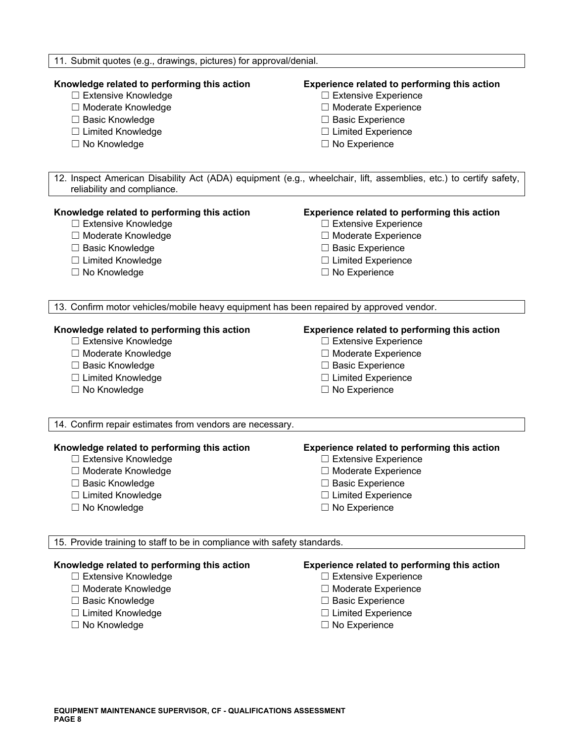11. Submit quotes (e.g., drawings, pictures) for approval/denial.

**Knowledge related to performing this action**
- ☐ Extensive Knowledge
- ☐ Moderate Knowledge
- ☐ Basic Knowledge
- ☐ Limited Knowledge
- ☐ No Knowledge

**Experience related to performing this action**
- ☐ Extensive Experience
- ☐ Moderate Experience
- ☐ Basic Experience
- ☐ Limited Experience
- ☐ No Experience

12. Inspect American Disability Act (ADA) equipment (e.g., wheelchair, lift, assemblies, etc.) to certify safety, reliability and compliance.

**Knowledge related to performing this action**
- ☐ Extensive Knowledge
- ☐ Moderate Knowledge
- ☐ Basic Knowledge
- ☐ Limited Knowledge
- ☐ No Knowledge

**Experience related to performing this action**
- ☐ Extensive Experience
- ☐ Moderate Experience
- ☐ Basic Experience
- ☐ Limited Experience
- ☐ No Experience

13. Confirm motor vehicles/mobile heavy equipment has been repaired by approved vendor.

**Knowledge related to performing this action**
- ☐ Extensive Knowledge
- ☐ Moderate Knowledge
- ☐ Basic Knowledge
- ☐ Limited Knowledge
- ☐ No Knowledge

**Experience related to performing this action**
- ☐ Extensive Experience
- ☐ Moderate Experience
- ☐ Basic Experience
- ☐ Limited Experience
- ☐ No Experience

14. Confirm repair estimates from vendors are necessary.

**Knowledge related to performing this action**
- ☐ Extensive Knowledge
- ☐ Moderate Knowledge
- ☐ Basic Knowledge
- ☐ Limited Knowledge
- ☐ No Knowledge

**Experience related to performing this action**
- ☐ Extensive Experience
- ☐ Moderate Experience
- ☐ Basic Experience
- ☐ Limited Experience
- ☐ No Experience

15. Provide training to staff to be in compliance with safety standards.

**Knowledge related to performing this action**
- ☐ Extensive Knowledge
- ☐ Moderate Knowledge
- ☐ Basic Knowledge
- ☐ Limited Knowledge
- ☐ No Knowledge

**Experience related to performing this action**
- ☐ Extensive Experience
- ☐ Moderate Experience
- ☐ Basic Experience
- ☐ Limited Experience
- ☐ No Experience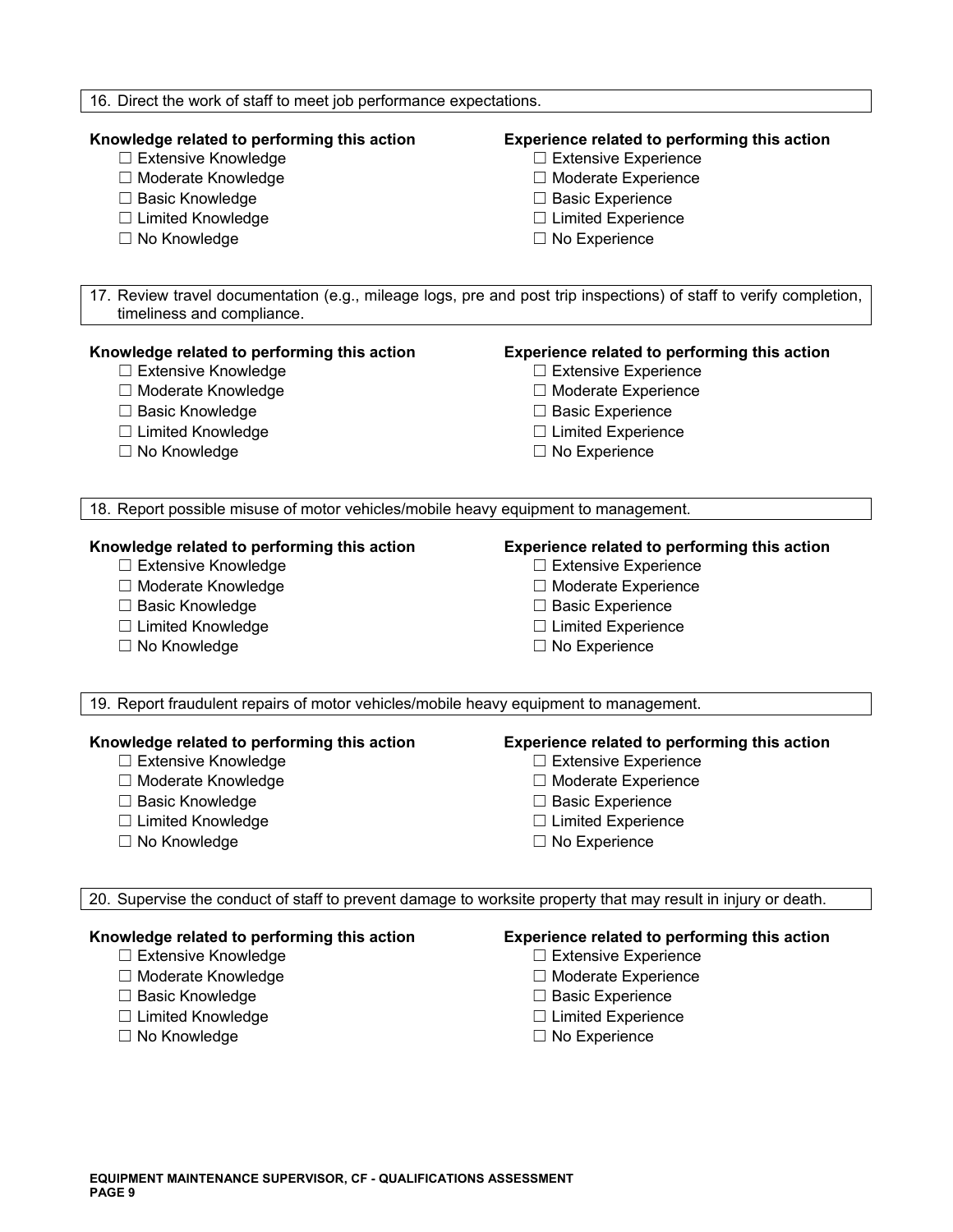16. Direct the work of staff to meet job performance expectations.

**Knowledge related to performing this action**
- ☐ Extensive Knowledge
- ☐ Moderate Knowledge
- ☐ Basic Knowledge
- ☐ Limited Knowledge
- ☐ No Knowledge

**Experience related to performing this action**
- ☐ Extensive Experience
- ☐ Moderate Experience
- ☐ Basic Experience
- ☐ Limited Experience
- ☐ No Experience

17. Review travel documentation (e.g., mileage logs, pre and post trip inspections) of staff to verify completion, timeliness and compliance.

**Knowledge related to performing this action**
- ☐ Extensive Knowledge
- ☐ Moderate Knowledge
- ☐ Basic Knowledge
- ☐ Limited Knowledge
- ☐ No Knowledge

**Experience related to performing this action**
- ☐ Extensive Experience
- ☐ Moderate Experience
- ☐ Basic Experience
- ☐ Limited Experience
- ☐ No Experience

18. Report possible misuse of motor vehicles/mobile heavy equipment to management.

**Knowledge related to performing this action**
- ☐ Extensive Knowledge
- ☐ Moderate Knowledge
- ☐ Basic Knowledge
- ☐ Limited Knowledge
- ☐ No Knowledge

**Experience related to performing this action**
- ☐ Extensive Experience
- ☐ Moderate Experience
- ☐ Basic Experience
- ☐ Limited Experience
- ☐ No Experience

19. Report fraudulent repairs of motor vehicles/mobile heavy equipment to management.

**Knowledge related to performing this action**
- ☐ Extensive Knowledge
- ☐ Moderate Knowledge
- ☐ Basic Knowledge
- ☐ Limited Knowledge
- ☐ No Knowledge

**Experience related to performing this action**
- ☐ Extensive Experience
- ☐ Moderate Experience
- ☐ Basic Experience
- ☐ Limited Experience
- ☐ No Experience

20. Supervise the conduct of staff to prevent damage to worksite property that may result in injury or death.

**Knowledge related to performing this action**
- ☐ Extensive Knowledge
- ☐ Moderate Knowledge
- ☐ Basic Knowledge
- ☐ Limited Knowledge
- ☐ No Knowledge

**Experience related to performing this action**
- ☐ Extensive Experience
- ☐ Moderate Experience
- ☐ Basic Experience
- ☐ Limited Experience
- ☐ No Experience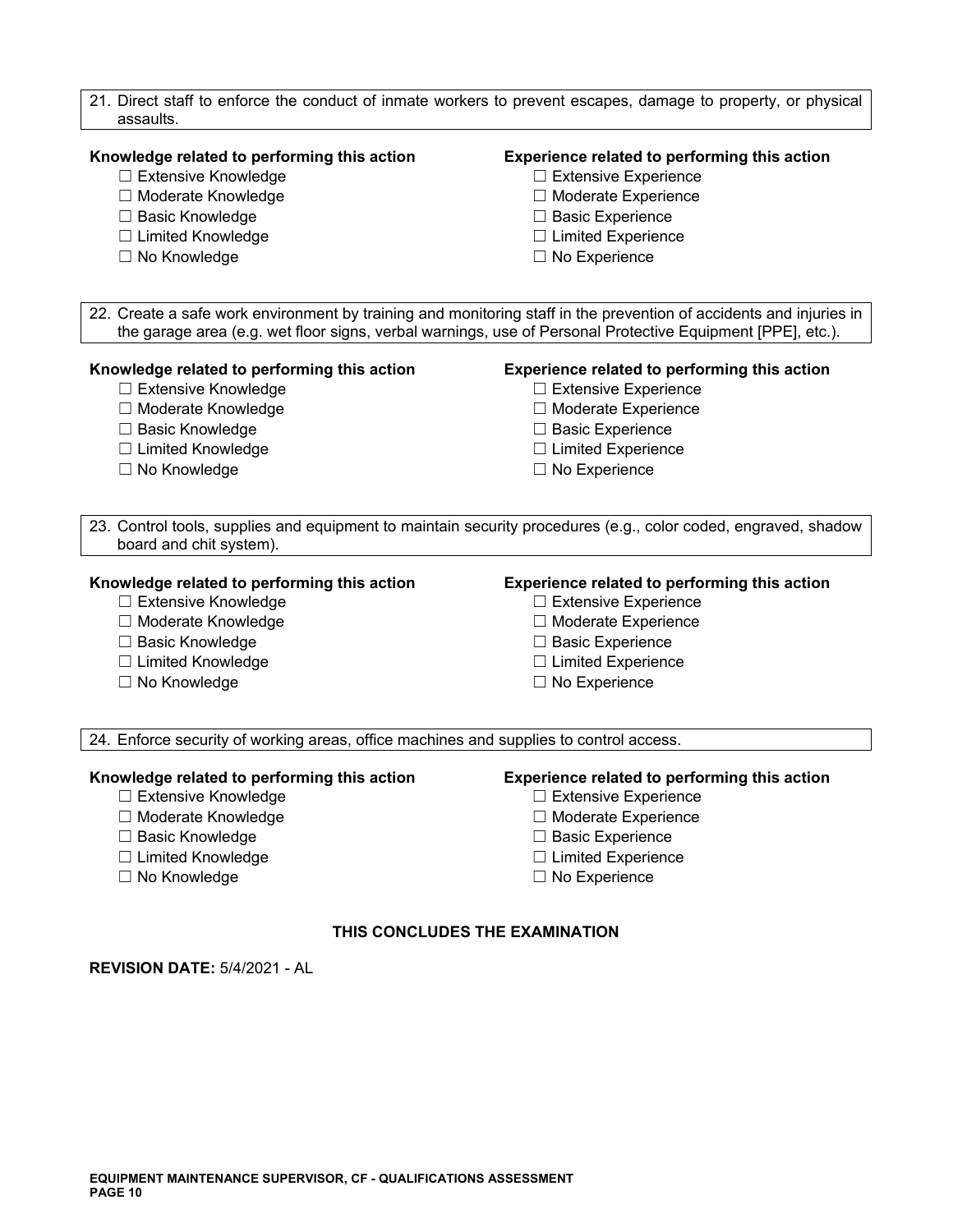21. Direct staff to enforce the conduct of inmate workers to prevent escapes, damage to property, or physical assaults.

**Knowledge related to performing this action**
- ☐ Extensive Knowledge
- ☐ Moderate Knowledge
- ☐ Basic Knowledge
- ☐ Limited Knowledge
- ☐ No Knowledge

**Experience related to performing this action**
- ☐ Extensive Experience
- ☐ Moderate Experience
- ☐ Basic Experience
- ☐ Limited Experience
- ☐ No Experience

22. Create a safe work environment by training and monitoring staff in the prevention of accidents and injuries in the garage area (e.g. wet floor signs, verbal warnings, use of Personal Protective Equipment [PPE], etc.).

**Knowledge related to performing this action**
- ☐ Extensive Knowledge
- ☐ Moderate Knowledge
- ☐ Basic Knowledge
- ☐ Limited Knowledge
- ☐ No Knowledge

**Experience related to performing this action**
- ☐ Extensive Experience
- ☐ Moderate Experience
- ☐ Basic Experience
- ☐ Limited Experience
- ☐ No Experience

23. Control tools, supplies and equipment to maintain security procedures (e.g., color coded, engraved, shadow board and chit system).

**Knowledge related to performing this action**
- ☐ Extensive Knowledge
- ☐ Moderate Knowledge
- ☐ Basic Knowledge
- ☐ Limited Knowledge
- ☐ No Knowledge

**Experience related to performing this action**
- ☐ Extensive Experience
- ☐ Moderate Experience
- ☐ Basic Experience
- ☐ Limited Experience
- ☐ No Experience

24. Enforce security of working areas, office machines and supplies to control access.

**Knowledge related to performing this action**
- ☐ Extensive Knowledge
- ☐ Moderate Knowledge
- ☐ Basic Knowledge
- ☐ Limited Knowledge
- ☐ No Knowledge

**Experience related to performing this action**
- ☐ Extensive Experience
- ☐ Moderate Experience
- ☐ Basic Experience
- ☐ Limited Experience
- ☐ No Experience

**THIS CONCLUDES THE EXAMINATION**

**REVISION DATE:** 5/4/2021 - AL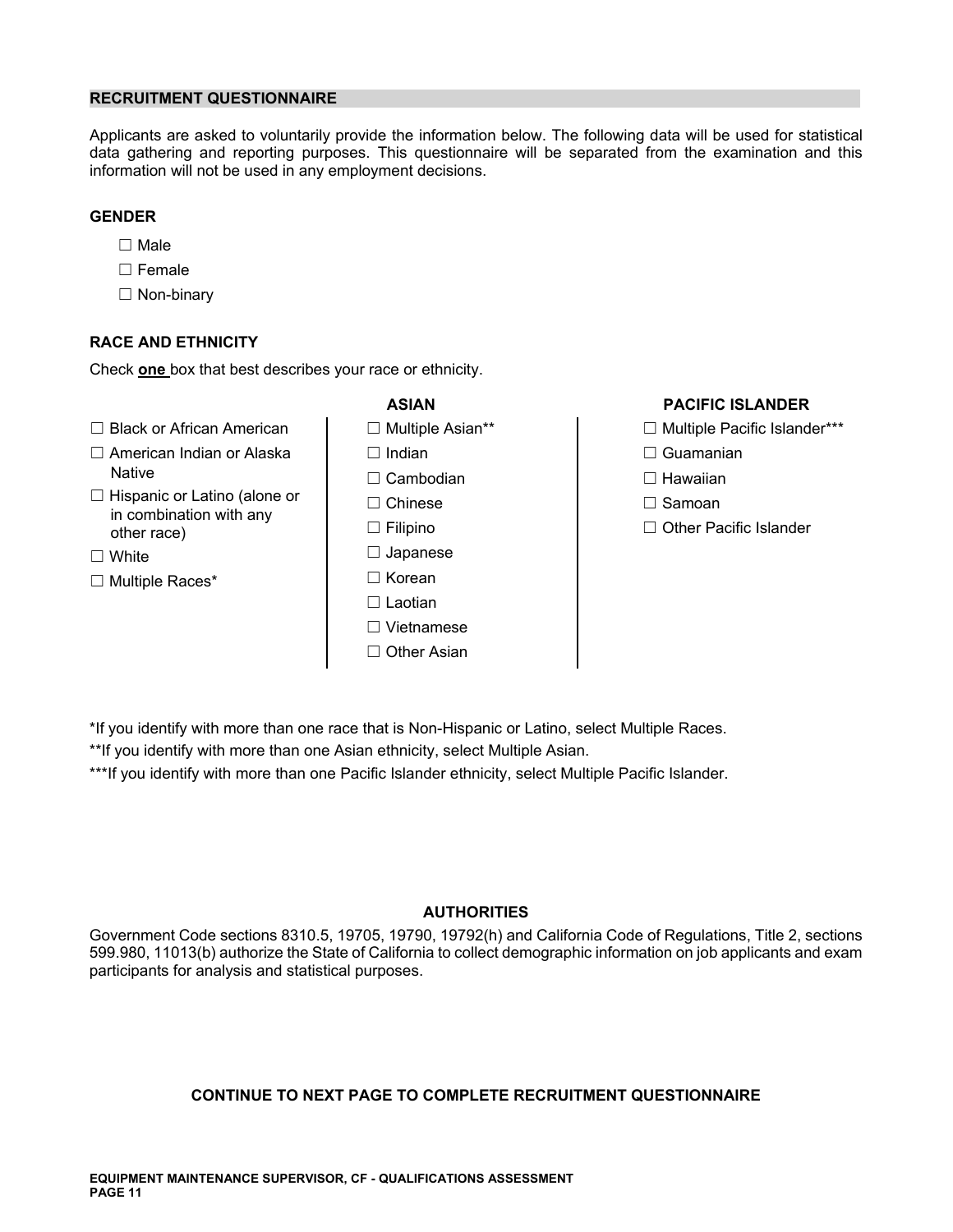## RECRUITMENT QUESTIONNAIRE

Applicants are asked to voluntarily provide the information below. The following data will be used for statistical data gathering and reporting purposes. This questionnaire will be separated from the examination and this information will not be used in any employment decisions.

### GENDER

- ☐ Male
- ☐ Female
- ☐ Non-binary

### RACE AND ETHNICITY

Check **one** box that best describes your race or ethnicity.

- ☐ Black or African American
- ☐ American Indian or Alaska Native
- ☐ Hispanic or Latino (alone or in combination with any other race)
- ☐ White
- ☐ Multiple Races*

**ASIAN**

- ☐ Multiple Asian**
- ☐ Indian
- ☐ Cambodian
- ☐ Chinese
- ☐ Filipino
- ☐ Japanese
- ☐ Korean
- ☐ Laotian
- ☐ Vietnamese
- ☐ Other Asian

**PACIFIC ISLANDER**

- ☐ Multiple Pacific Islander***
- ☐ Guamanian
- ☐ Hawaiian
- ☐ Samoan
- ☐ Other Pacific Islander

*If you identify with more than one race that is Non-Hispanic or Latino, select Multiple Races.

**If you identify with more than one Asian ethnicity, select Multiple Asian.

***If you identify with more than one Pacific Islander ethnicity, select Multiple Pacific Islander.

### AUTHORITIES

Government Code sections 8310.5, 19705, 19790, 19792(h) and California Code of Regulations, Title 2, sections 599.980, 11013(b) authorize the State of California to collect demographic information on job applicants and exam participants for analysis and statistical purposes.

**CONTINUE TO NEXT PAGE TO COMPLETE RECRUITMENT QUESTIONNAIRE**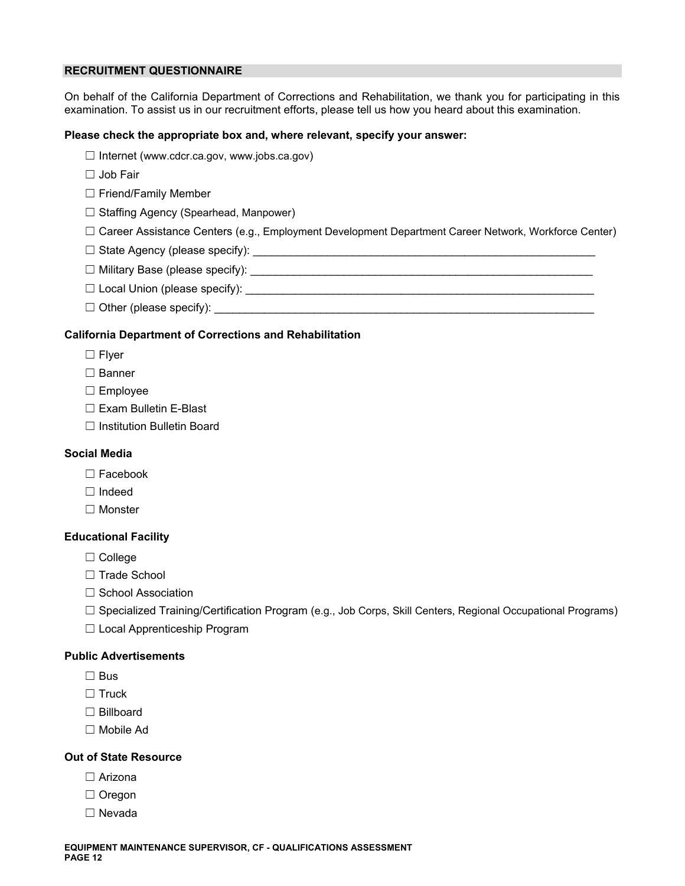## RECRUITMENT QUESTIONNAIRE

On behalf of the California Department of Corrections and Rehabilitation, we thank you for participating in this examination. To assist us in our recruitment efforts, please tell us how you heard about this examination.

**Please check the appropriate box and, where relevant, specify your answer:**

- ☐ Internet (www.cdcr.ca.gov, www.jobs.ca.gov)
- ☐ Job Fair
- ☐ Friend/Family Member
- ☐ Staffing Agency (Spearhead, Manpower)
- ☐ Career Assistance Centers (e.g., Employment Development Department Career Network, Workforce Center)
- ☐ State Agency (please specify): ____________________________________________________________
- ☐ Military Base (please specify): ____________________________________________________________
- ☐ Local Union (please specify): ____________________________________________________________
- ☐ Other (please specify): ____________________________________________________________

**California Department of Corrections and Rehabilitation**

- ☐ Flyer
- ☐ Banner
- ☐ Employee
- ☐ Exam Bulletin E-Blast
- ☐ Institution Bulletin Board

**Social Media**

- ☐ Facebook
- ☐ Indeed
- ☐ Monster

**Educational Facility**

- ☐ College
- ☐ Trade School
- ☐ School Association
- ☐ Specialized Training/Certification Program (e.g., Job Corps, Skill Centers, Regional Occupational Programs)
- ☐ Local Apprenticeship Program

**Public Advertisements**

- ☐ Bus
- ☐ Truck
- ☐ Billboard
- ☐ Mobile Ad

**Out of State Resource**

- ☐ Arizona
- ☐ Oregon
- ☐ Nevada